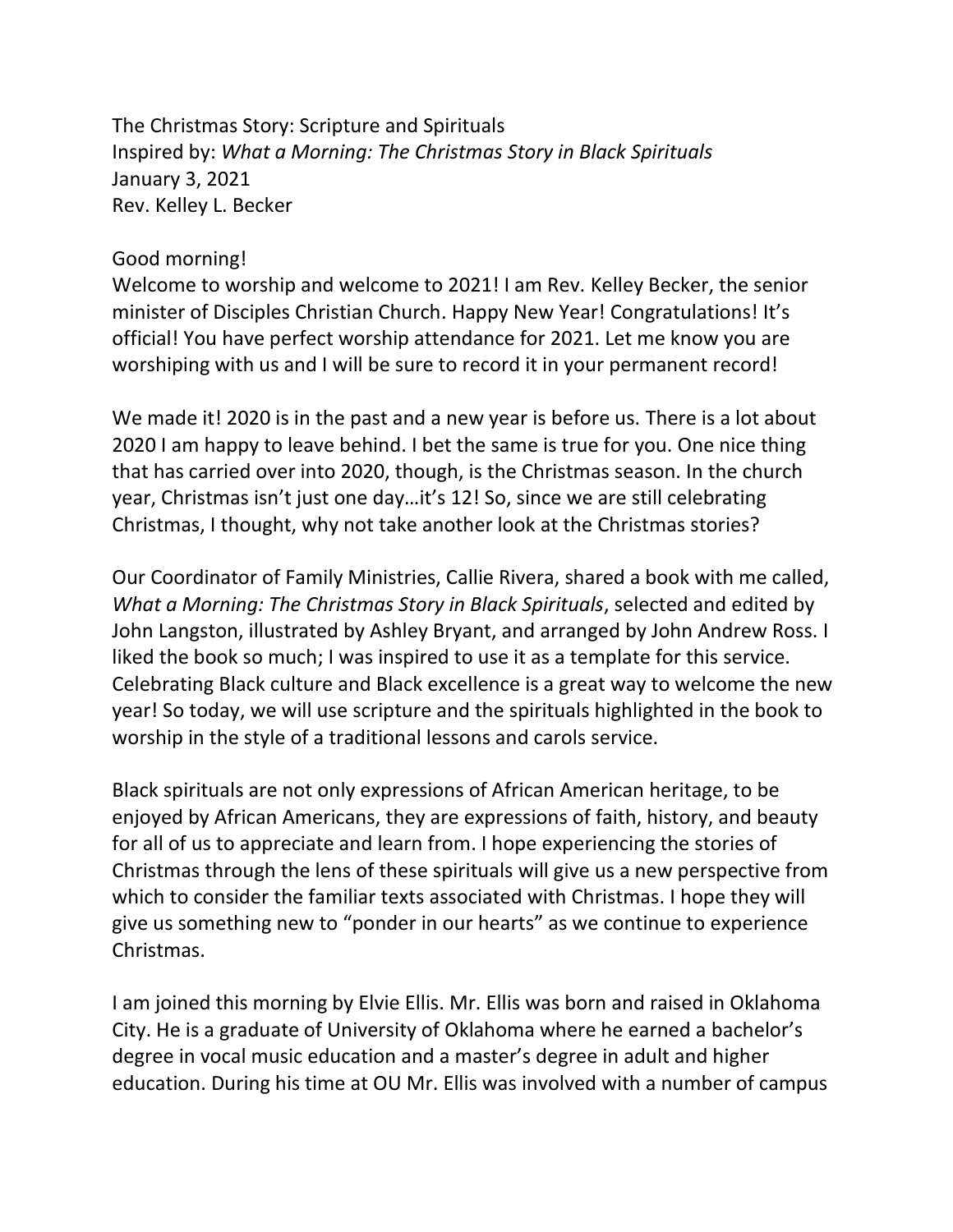The Christmas Story: Scripture and Spirituals
Inspired by: *What a Morning: The Christmas Story in Black Spirituals*
January 3, 2021
Rev. Kelley L. Becker

Good morning!
Welcome to worship and welcome to 2021! I am Rev. Kelley Becker, the senior minister of Disciples Christian Church. Happy New Year! Congratulations! It's official! You have perfect worship attendance for 2021. Let me know you are worshiping with us and I will be sure to record it in your permanent record!

We made it! 2020 is in the past and a new year is before us. There is a lot about 2020 I am happy to leave behind. I bet the same is true for you. One nice thing that has carried over into 2020, though, is the Christmas season. In the church year, Christmas isn't just one day…it's 12! So, since we are still celebrating Christmas, I thought, why not take another look at the Christmas stories?

Our Coordinator of Family Ministries, Callie Rivera, shared a book with me called, *What a Morning: The Christmas Story in Black Spirituals*, selected and edited by John Langston, illustrated by Ashley Bryant, and arranged by John Andrew Ross. I liked the book so much; I was inspired to use it as a template for this service. Celebrating Black culture and Black excellence is a great way to welcome the new year! So today, we will use scripture and the spirituals highlighted in the book to worship in the style of a traditional lessons and carols service.

Black spirituals are not only expressions of African American heritage, to be enjoyed by African Americans, they are expressions of faith, history, and beauty for all of us to appreciate and learn from. I hope experiencing the stories of Christmas through the lens of these spirituals will give us a new perspective from which to consider the familiar texts associated with Christmas. I hope they will give us something new to "ponder in our hearts" as we continue to experience Christmas.

I am joined this morning by Elvie Ellis. Mr. Ellis was born and raised in Oklahoma City. He is a graduate of University of Oklahoma where he earned a bachelor's degree in vocal music education and a master's degree in adult and higher education. During his time at OU Mr. Ellis was involved with a number of campus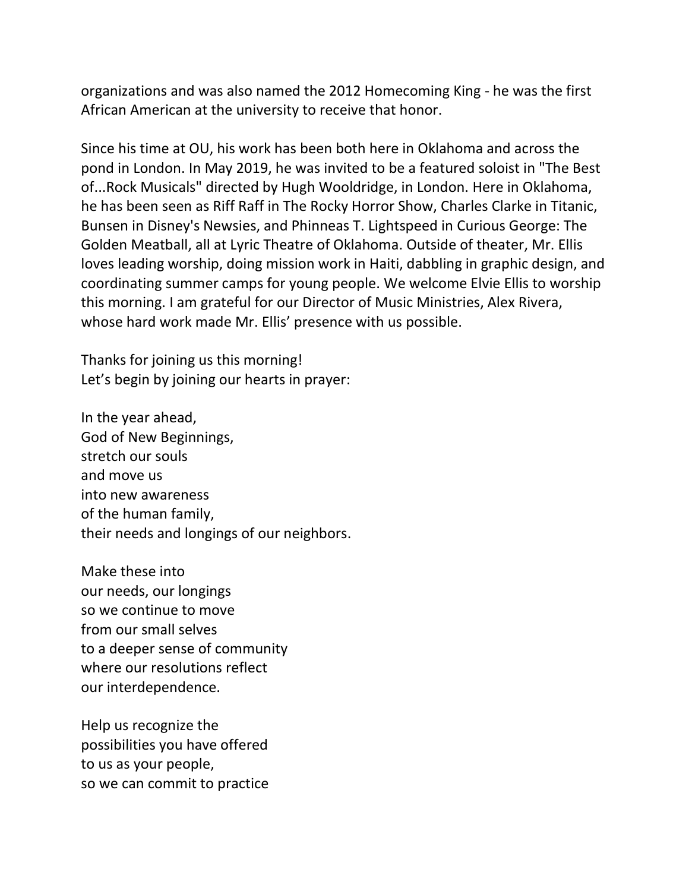organizations and was also named the 2012 Homecoming King - he was the first African American at the university to receive that honor.

Since his time at OU, his work has been both here in Oklahoma and across the pond in London. In May 2019, he was invited to be a featured soloist in "The Best of...Rock Musicals" directed by Hugh Wooldridge, in London. Here in Oklahoma, he has been seen as Riff Raff in The Rocky Horror Show, Charles Clarke in Titanic, Bunsen in Disney's Newsies, and Phinneas T. Lightspeed in Curious George: The Golden Meatball, all at Lyric Theatre of Oklahoma. Outside of theater, Mr. Ellis loves leading worship, doing mission work in Haiti, dabbling in graphic design, and coordinating summer camps for young people. We welcome Elvie Ellis to worship this morning. I am grateful for our Director of Music Ministries, Alex Rivera, whose hard work made Mr. Ellis' presence with us possible.

Thanks for joining us this morning!
Let's begin by joining our hearts in prayer:

In the year ahead,
God of New Beginnings,
stretch our souls
and move us
into new awareness
of the human family,
their needs and longings of our neighbors.

Make these into
our needs, our longings
so we continue to move
from our small selves
to a deeper sense of community
where our resolutions reflect
our interdependence.

Help us recognize the
possibilities you have offered
to us as your people,
so we can commit to practice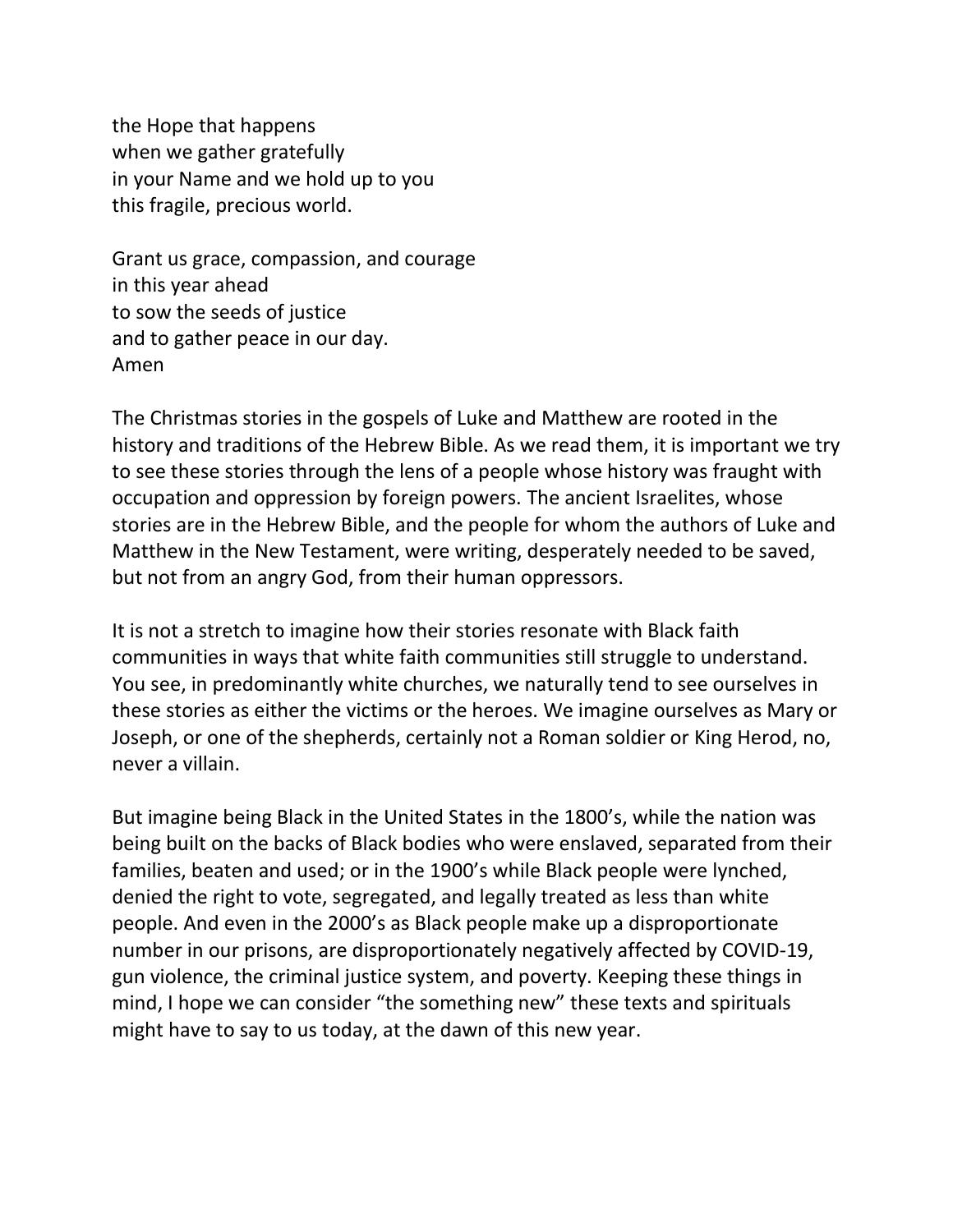the Hope that happens  
when we gather gratefully  
in your Name and we hold up to you  
this fragile, precious world.

Grant us grace, compassion, and courage  
in this year ahead  
to sow the seeds of justice  
and to gather peace in our day.  
Amen

The Christmas stories in the gospels of Luke and Matthew are rooted in the history and traditions of the Hebrew Bible. As we read them, it is important we try to see these stories through the lens of a people whose history was fraught with occupation and oppression by foreign powers. The ancient Israelites, whose stories are in the Hebrew Bible, and the people for whom the authors of Luke and Matthew in the New Testament, were writing, desperately needed to be saved, but not from an angry God, from their human oppressors.

It is not a stretch to imagine how their stories resonate with Black faith communities in ways that white faith communities still struggle to understand. You see, in predominantly white churches, we naturally tend to see ourselves in these stories as either the victims or the heroes. We imagine ourselves as Mary or Joseph, or one of the shepherds, certainly not a Roman soldier or King Herod, no, never a villain.

But imagine being Black in the United States in the 1800's, while the nation was being built on the backs of Black bodies who were enslaved, separated from their families, beaten and used; or in the 1900's while Black people were lynched, denied the right to vote, segregated, and legally treated as less than white people. And even in the 2000's as Black people make up a disproportionate number in our prisons, are disproportionately negatively affected by COVID-19, gun violence, the criminal justice system, and poverty. Keeping these things in mind, I hope we can consider "the something new" these texts and spirituals might have to say to us today, at the dawn of this new year.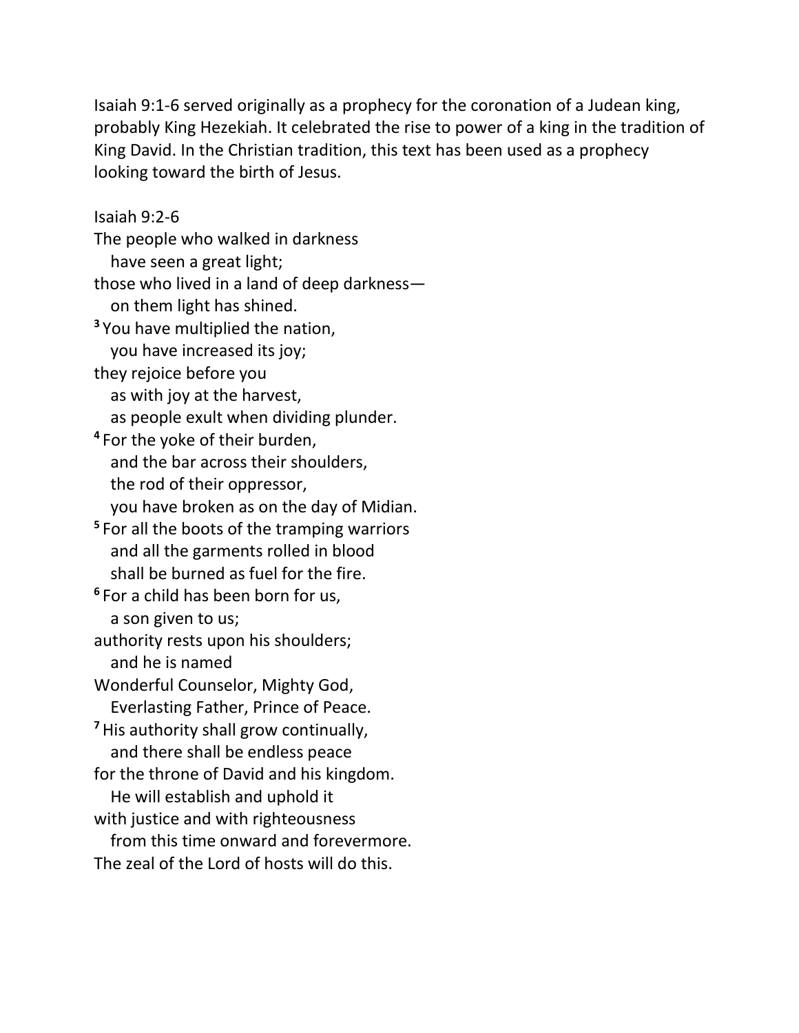Isaiah 9:1-6 served originally as a prophecy for the coronation of a Judean king, probably King Hezekiah. It celebrated the rise to power of a king in the tradition of King David. In the Christian tradition, this text has been used as a prophecy looking toward the birth of Jesus.

Isaiah 9:2-6

The people who walked in darkness  
  have seen a great light;  
those who lived in a land of deep darkness—  
  on them light has shined.  
**3** You have multiplied the nation,  
  you have increased its joy;  
they rejoice before you  
  as with joy at the harvest,  
  as people exult when dividing plunder.  
**4** For the yoke of their burden,  
  and the bar across their shoulders,  
  the rod of their oppressor,  
  you have broken as on the day of Midian.  
**5** For all the boots of the tramping warriors  
  and all the garments rolled in blood  
  shall be burned as fuel for the fire.  
**6** For a child has been born for us,  
  a son given to us;  
authority rests upon his shoulders;  
  and he is named  
Wonderful Counselor, Mighty God,  
  Everlasting Father, Prince of Peace.  
**7** His authority shall grow continually,  
  and there shall be endless peace  
for the throne of David and his kingdom.  
  He will establish and uphold it  
with justice and with righteousness  
  from this time onward and forevermore.  
The zeal of the Lord of hosts will do this.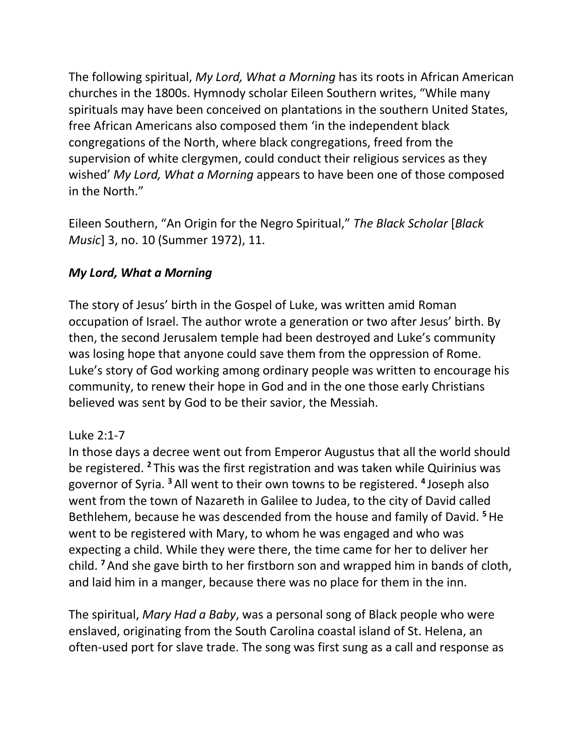The following spiritual, *My Lord, What a Morning* has its roots in African American churches in the 1800s. Hymnody scholar Eileen Southern writes, "While many spirituals may have been conceived on plantations in the southern United States, free African Americans also composed them 'in the independent black congregations of the North, where black congregations, freed from the supervision of white clergymen, could conduct their religious services as they wished' *My Lord, What a Morning* appears to have been one of those composed in the North."

Eileen Southern, "An Origin for the Negro Spiritual," *The Black Scholar* [*Black Music*] 3, no. 10 (Summer 1972), 11.

### *My Lord, What a Morning*

The story of Jesus' birth in the Gospel of Luke, was written amid Roman occupation of Israel. The author wrote a generation or two after Jesus' birth. By then, the second Jerusalem temple had been destroyed and Luke's community was losing hope that anyone could save them from the oppression of Rome. Luke's story of God working among ordinary people was written to encourage his community, to renew their hope in God and in the one those early Christians believed was sent by God to be their savior, the Messiah.

Luke 2:1-7
In those days a decree went out from Emperor Augustus that all the world should be registered. **2** This was the first registration and was taken while Quirinius was governor of Syria. **3** All went to their own towns to be registered. **4** Joseph also went from the town of Nazareth in Galilee to Judea, to the city of David called Bethlehem, because he was descended from the house and family of David. **5** He went to be registered with Mary, to whom he was engaged and who was expecting a child. While they were there, the time came for her to deliver her child. **7** And she gave birth to her firstborn son and wrapped him in bands of cloth, and laid him in a manger, because there was no place for them in the inn.

The spiritual, *Mary Had a Baby*, was a personal song of Black people who were enslaved, originating from the South Carolina coastal island of St. Helena, an often-used port for slave trade. The song was first sung as a call and response as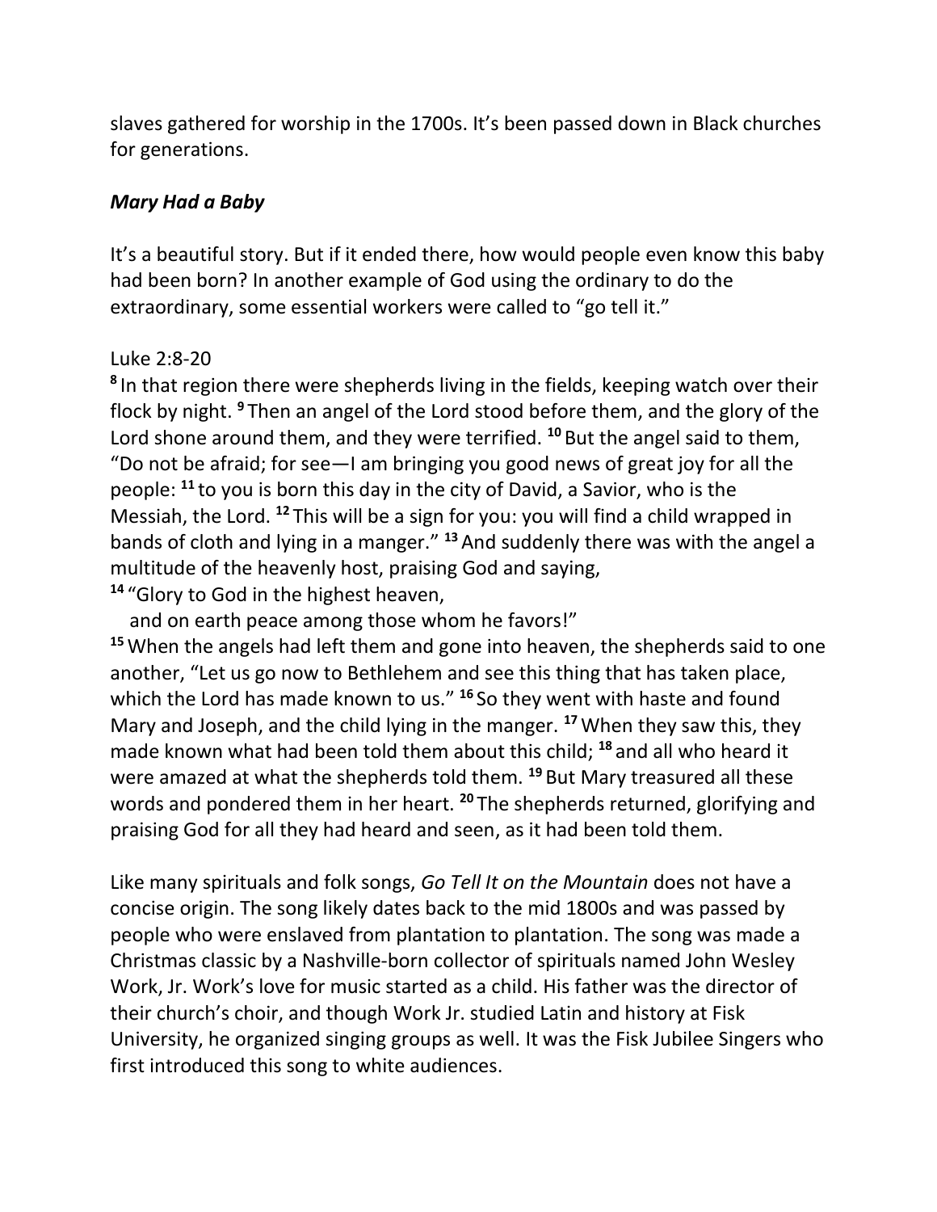slaves gathered for worship in the 1700s. It's been passed down in Black churches for generations.

***Mary Had a Baby***

It's a beautiful story. But if it ended there, how would people even know this baby had been born? In another example of God using the ordinary to do the extraordinary, some essential workers were called to "go tell it."

Luke 2:8-20

**8** In that region there were shepherds living in the fields, keeping watch over their flock by night. **9** Then an angel of the Lord stood before them, and the glory of the Lord shone around them, and they were terrified. **10** But the angel said to them, "Do not be afraid; for see—I am bringing you good news of great joy for all the people: **11** to you is born this day in the city of David, a Savior, who is the Messiah, the Lord. **12** This will be a sign for you: you will find a child wrapped in bands of cloth and lying in a manger." **13** And suddenly there was with the angel a multitude of the heavenly host, praising God and saying,

**14** "Glory to God in the highest heaven,
  and on earth peace among those whom he favors!"

**15** When the angels had left them and gone into heaven, the shepherds said to one another, "Let us go now to Bethlehem and see this thing that has taken place, which the Lord has made known to us." **16** So they went with haste and found Mary and Joseph, and the child lying in the manger. **17** When they saw this, they made known what had been told them about this child; **18** and all who heard it were amazed at what the shepherds told them. **19** But Mary treasured all these words and pondered them in her heart. **20** The shepherds returned, glorifying and praising God for all they had heard and seen, as it had been told them.

Like many spirituals and folk songs, *Go Tell It on the Mountain* does not have a concise origin. The song likely dates back to the mid 1800s and was passed by people who were enslaved from plantation to plantation. The song was made a Christmas classic by a Nashville-born collector of spirituals named John Wesley Work, Jr. Work's love for music started as a child. His father was the director of their church's choir, and though Work Jr. studied Latin and history at Fisk University, he organized singing groups as well. It was the Fisk Jubilee Singers who first introduced this song to white audiences.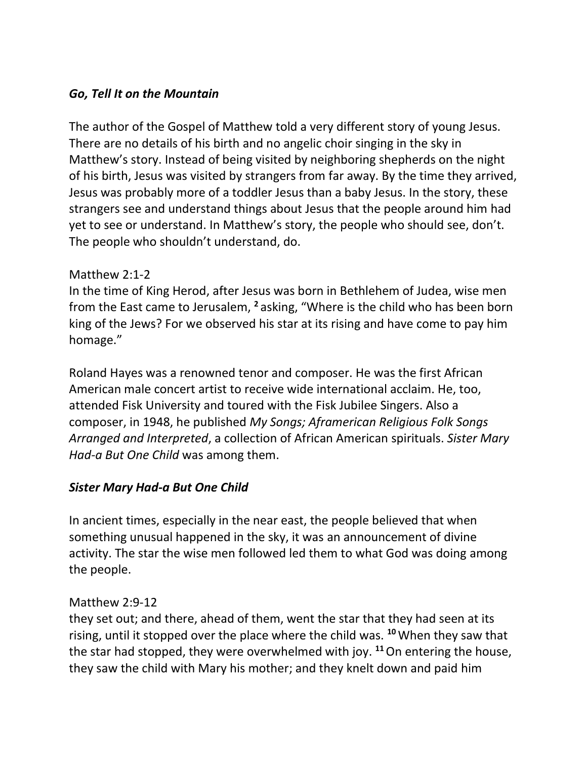***Go, Tell It on the Mountain***

The author of the Gospel of Matthew told a very different story of young Jesus. There are no details of his birth and no angelic choir singing in the sky in Matthew's story. Instead of being visited by neighboring shepherds on the night of his birth, Jesus was visited by strangers from far away. By the time they arrived, Jesus was probably more of a toddler Jesus than a baby Jesus. In the story, these strangers see and understand things about Jesus that the people around him had yet to see or understand. In Matthew's story, the people who should see, don't. The people who shouldn't understand, do.

Matthew 2:1-2
In the time of King Herod, after Jesus was born in Bethlehem of Judea, wise men from the East came to Jerusalem, **2** asking, "Where is the child who has been born king of the Jews? For we observed his star at its rising and have come to pay him homage."

Roland Hayes was a renowned tenor and composer. He was the first African American male concert artist to receive wide international acclaim. He, too, attended Fisk University and toured with the Fisk Jubilee Singers. Also a composer, in 1948, he published *My Songs; Aframerican Religious Folk Songs Arranged and Interpreted*, a collection of African American spirituals. *Sister Mary Had-a But One Child* was among them.

***Sister Mary Had-a But One Child***

In ancient times, especially in the near east, the people believed that when something unusual happened in the sky, it was an announcement of divine activity. The star the wise men followed led them to what God was doing among the people.

Matthew 2:9-12
they set out; and there, ahead of them, went the star that they had seen at its rising, until it stopped over the place where the child was. **10** When they saw that the star had stopped, they were overwhelmed with joy. **11** On entering the house, they saw the child with Mary his mother; and they knelt down and paid him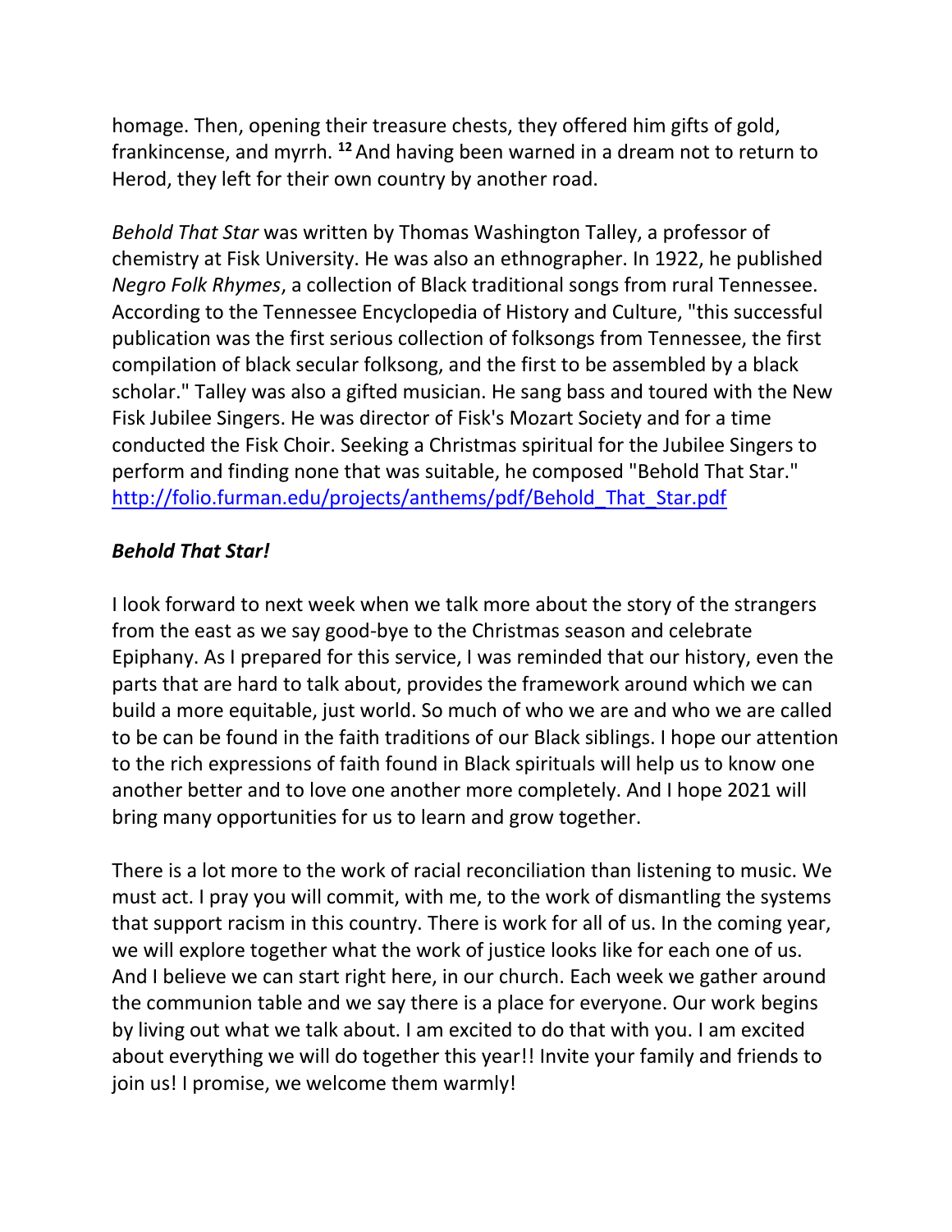homage. Then, opening their treasure chests, they offered him gifts of gold, frankincense, and myrrh. [12] And having been warned in a dream not to return to Herod, they left for their own country by another road.

*Behold That Star* was written by Thomas Washington Talley, a professor of chemistry at Fisk University. He was also an ethnographer. In 1922, he published *Negro Folk Rhymes*, a collection of Black traditional songs from rural Tennessee. According to the Tennessee Encyclopedia of History and Culture, "this successful publication was the first serious collection of folksongs from Tennessee, the first compilation of black secular folksong, and the first to be assembled by a black scholar." Talley was also a gifted musician. He sang bass and toured with the New Fisk Jubilee Singers. He was director of Fisk's Mozart Society and for a time conducted the Fisk Choir. Seeking a Christmas spiritual for the Jubilee Singers to perform and finding none that was suitable, he composed "Behold That Star." [http://folio.furman.edu/projects/anthems/pdf/Behold_That_Star.pdf](http://folio.furman.edu/projects/anthems/pdf/Behold_That_Star.pdf)

***Behold That Star!***

I look forward to next week when we talk more about the story of the strangers from the east as we say good-bye to the Christmas season and celebrate Epiphany. As I prepared for this service, I was reminded that our history, even the parts that are hard to talk about, provides the framework around which we can build a more equitable, just world. So much of who we are and who we are called to be can be found in the faith traditions of our Black siblings. I hope our attention to the rich expressions of faith found in Black spirituals will help us to know one another better and to love one another more completely. And I hope 2021 will bring many opportunities for us to learn and grow together.

There is a lot more to the work of racial reconciliation than listening to music. We must act. I pray you will commit, with me, to the work of dismantling the systems that support racism in this country. There is work for all of us. In the coming year, we will explore together what the work of justice looks like for each one of us. And I believe we can start right here, in our church. Each week we gather around the communion table and we say there is a place for everyone. Our work begins by living out what we talk about. I am excited to do that with you. I am excited about everything we will do together this year!! Invite your family and friends to join us! I promise, we welcome them warmly!